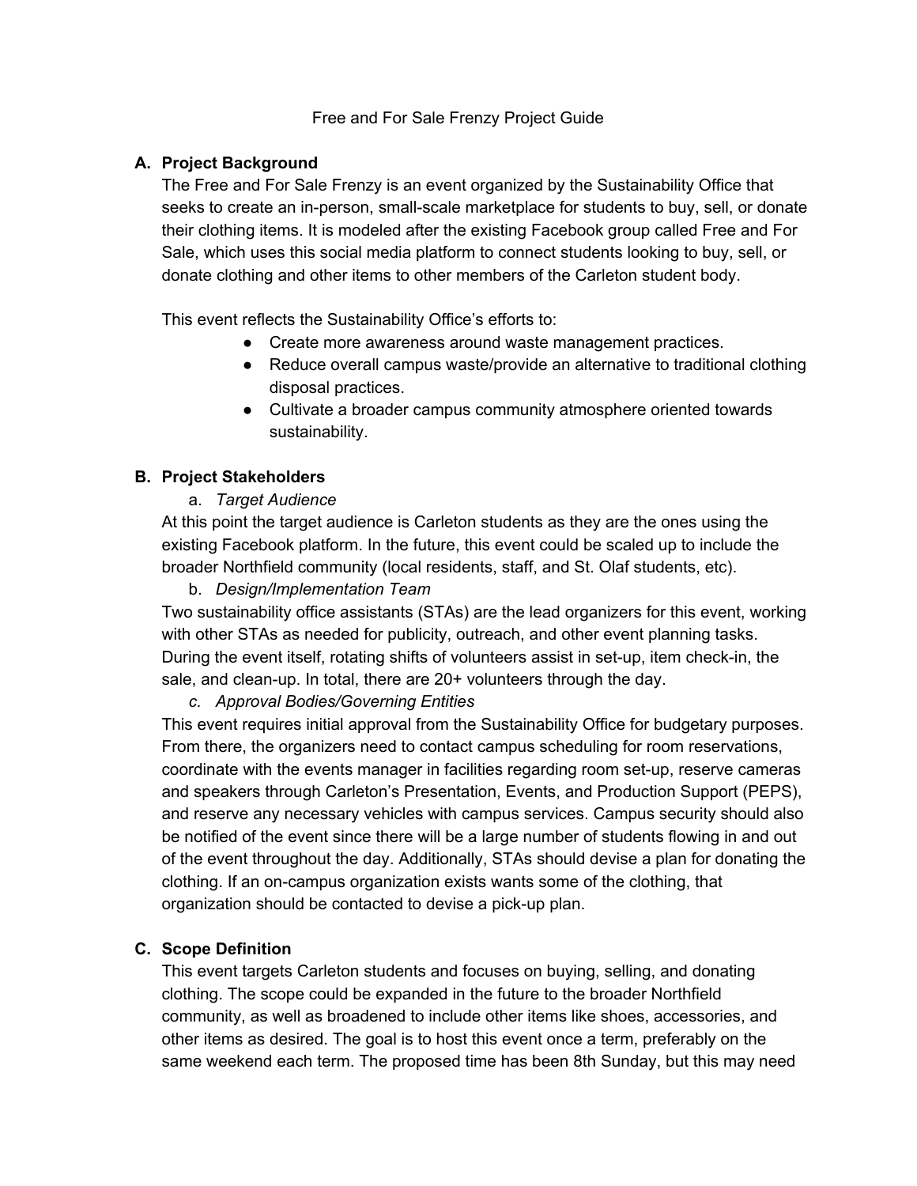# Free and For Sale Frenzy Project Guide

## A. Project Background

The Free and For Sale Frenzy is an event organized by the Sustainability Office that seeks to create an in-person, small-scale marketplace for students to buy, sell, or donate their clothing items. It is modeled after the existing Facebook group called Free and For Sale, which uses this social media platform to connect students looking to buy, sell, or donate clothing and other items to other members of the Carleton student body.

This event reflects the Sustainability Office's efforts to:

- Create more awareness around waste management practices.
- Reduce overall campus waste/provide an alternative to traditional clothing disposal practices.
- Cultivate a broader campus community atmosphere oriented towards sustainability.

## B. Project Stakeholders

a. *Target Audience*

At this point the target audience is Carleton students as they are the ones using the existing Facebook platform. In the future, this event could be scaled up to include the broader Northfield community (local residents, staff, and St. Olaf students, etc).

b. *Design/Implementation Team*

Two sustainability office assistants (STAs) are the lead organizers for this event, working with other STAs as needed for publicity, outreach, and other event planning tasks. During the event itself, rotating shifts of volunteers assist in set-up, item check-in, the sale, and clean-up. In total, there are 20+ volunteers through the day.

c. *Approval Bodies/Governing Entities*

This event requires initial approval from the Sustainability Office for budgetary purposes. From there, the organizers need to contact campus scheduling for room reservations, coordinate with the events manager in facilities regarding room set-up, reserve cameras and speakers through Carleton's Presentation, Events, and Production Support (PEPS), and reserve any necessary vehicles with campus services. Campus security should also be notified of the event since there will be a large number of students flowing in and out of the event throughout the day. Additionally, STAs should devise a plan for donating the clothing. If an on-campus organization exists wants some of the clothing, that organization should be contacted to devise a pick-up plan.

## C. Scope Definition

This event targets Carleton students and focuses on buying, selling, and donating clothing. The scope could be expanded in the future to the broader Northfield community, as well as broadened to include other items like shoes, accessories, and other items as desired. The goal is to host this event once a term, preferably on the same weekend each term. The proposed time has been 8th Sunday, but this may need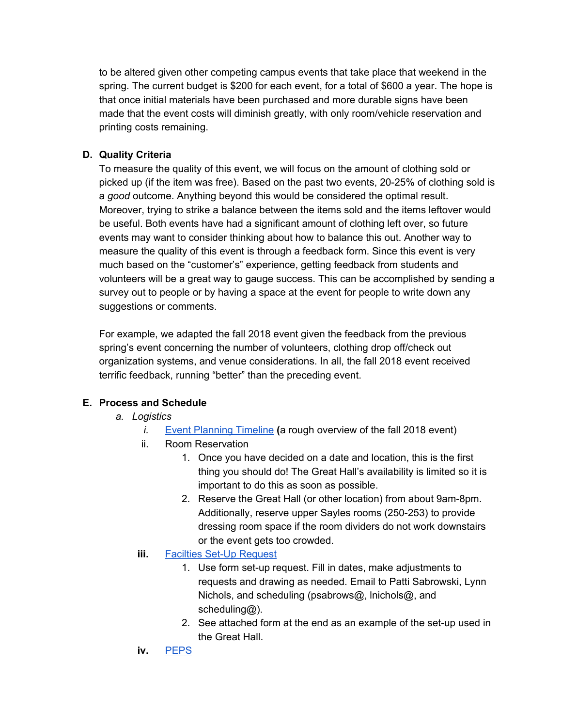to be altered given other competing campus events that take place that weekend in the spring. The current budget is $200 for each event, for a total of $600 a year. The hope is that once initial materials have been purchased and more durable signs have been made that the event costs will diminish greatly, with only room/vehicle reservation and printing costs remaining.

**D. Quality Criteria**

To measure the quality of this event, we will focus on the amount of clothing sold or picked up (if the item was free). Based on the past two events, 20-25% of clothing sold is a *good* outcome. Anything beyond this would be considered the optimal result. Moreover, trying to strike a balance between the items sold and the items leftover would be useful. Both events have had a significant amount of clothing left over, so future events may want to consider thinking about how to balance this out. Another way to measure the quality of this event is through a feedback form. Since this event is very much based on the "customer's" experience, getting feedback from students and volunteers will be a great way to gauge success. This can be accomplished by sending a survey out to people or by having a space at the event for people to write down any suggestions or comments.

For example, we adapted the fall 2018 event given the feedback from the previous spring's event concerning the number of volunteers, clothing drop off/check out organization systems, and venue considerations. In all, the fall 2018 event received terrific feedback, running "better" than the preceding event.

**E. Process and Schedule**

a. *Logistics*
   - i. *Event Planning Timeline* **(**a rough overview of the fall 2018 event)
   - ii. Room Reservation
     1. Once you have decided on a date and location, this is the first thing you should do! The Great Hall's availability is limited so it is important to do this as soon as possible.
     2. Reserve the Great Hall (or other location) from about 9am-8pm. Additionally, reserve upper Sayles rooms (250-253) to provide dressing room space if the room dividers do not work downstairs or the event gets too crowded.
   - **iii.** Facilties Set-Up Request
     1. Use form set-up request. Fill in dates, make adjustments to requests and drawing as needed. Email to Patti Sabrowski, Lynn Nichols, and scheduling (psabrows@, lnichols@, and scheduling@).
     2. See attached form at the end as an example of the set-up used in the Great Hall.
   - **iv.** PEPS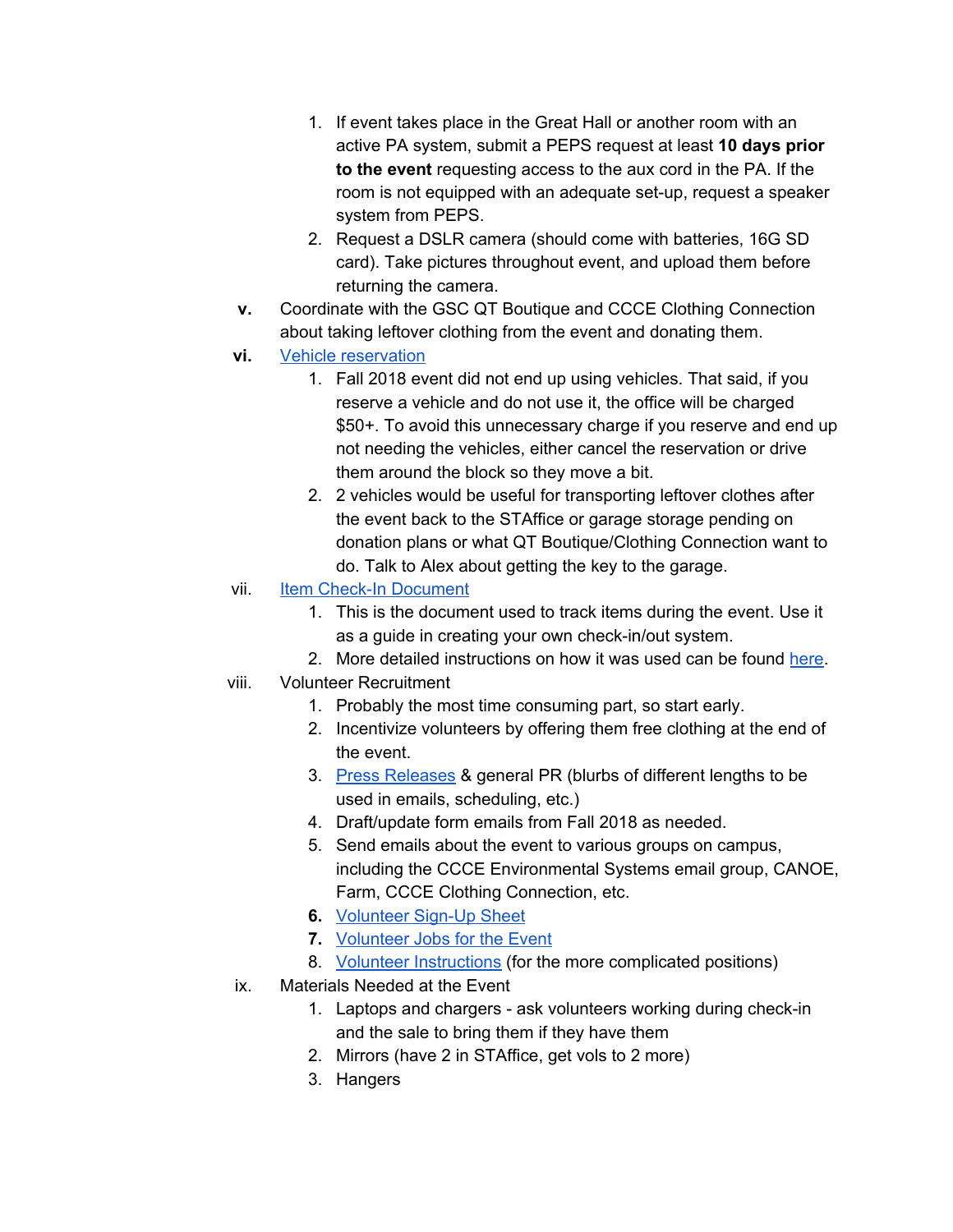1. If event takes place in the Great Hall or another room with an active PA system, submit a PEPS request at least **10 days prior to the event** requesting access to the aux cord in the PA. If the room is not equipped with an adequate set-up, request a speaker system from PEPS.
2. Request a DSLR camera (should come with batteries, 16G SD card). Take pictures throughout event, and upload them before returning the camera.

**v.** Coordinate with the GSC QT Boutique and CCCE Clothing Connection about taking leftover clothing from the event and donating them.

**vi.** Vehicle reservation

1. Fall 2018 event did not end up using vehicles. That said, if you reserve a vehicle and do not use it, the office will be charged $50+. To avoid this unnecessary charge if you reserve and end up not needing the vehicles, either cancel the reservation or drive them around the block so they move a bit.
2. 2 vehicles would be useful for transporting leftover clothes after the event back to the STAffice or garage storage pending on donation plans or what QT Boutique/Clothing Connection want to do. Talk to Alex about getting the key to the garage.

vii. Item Check-In Document

1. This is the document used to track items during the event. Use it as a guide in creating your own check-in/out system.
2. More detailed instructions on how it was used can be found here.

viii. Volunteer Recruitment

1. Probably the most time consuming part, so start early.
2. Incentivize volunteers by offering them free clothing at the end of the event.
3. Press Releases & general PR (blurbs of different lengths to be used in emails, scheduling, etc.)
4. Draft/update form emails from Fall 2018 as needed.
5. Send emails about the event to various groups on campus, including the CCCE Environmental Systems email group, CANOE, Farm, CCCE Clothing Connection, etc.
6. Volunteer Sign-Up Sheet
7. Volunteer Jobs for the Event
8. Volunteer Instructions (for the more complicated positions)

ix. Materials Needed at the Event

1. Laptops and chargers - ask volunteers working during check-in and the sale to bring them if they have them
2. Mirrors (have 2 in STAffice, get vols to 2 more)
3. Hangers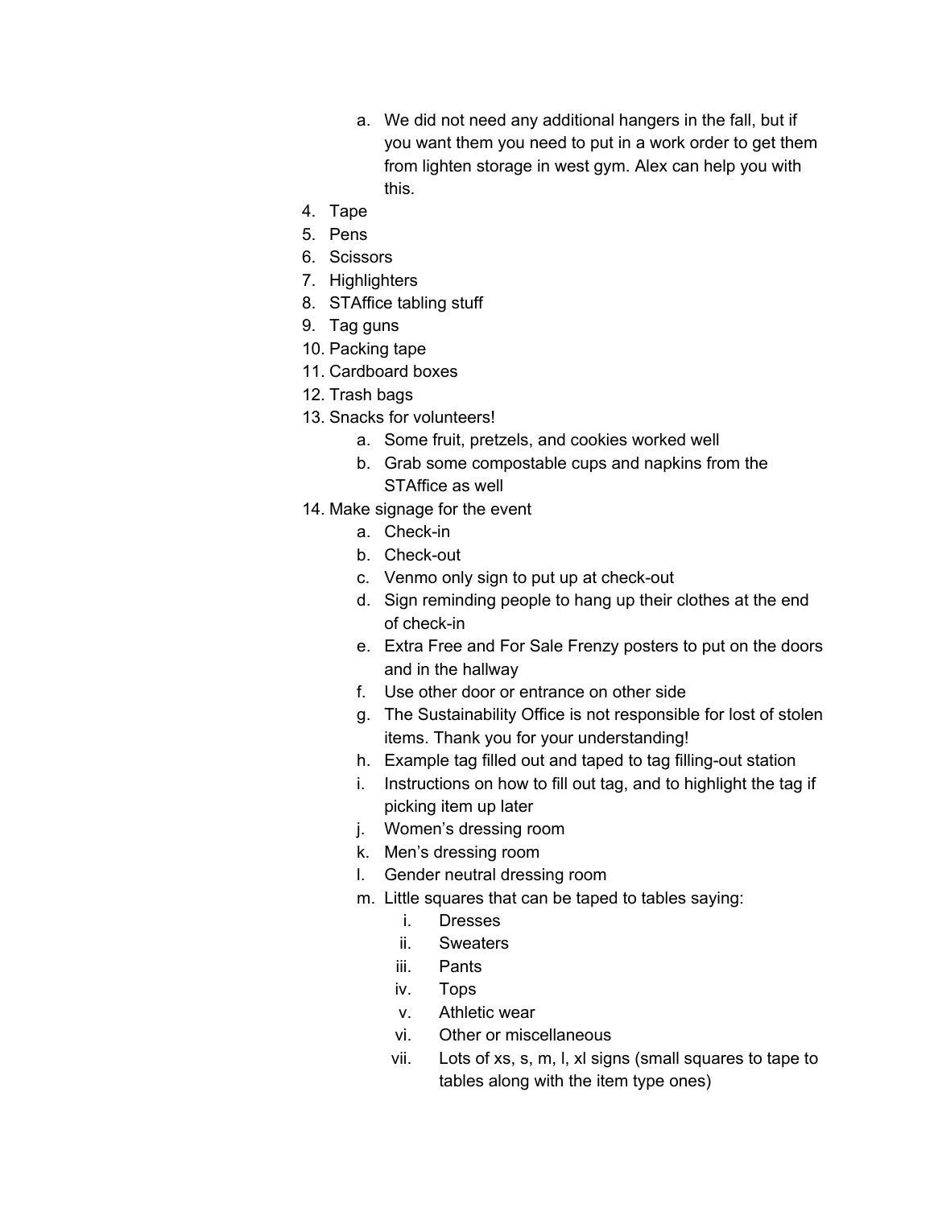a. We did not need any additional hangers in the fall, but if you want them you need to put in a work order to get them from lighten storage in west gym. Alex can help you with this.

4. Tape
5. Pens
6. Scissors
7. Highlighters
8. STAffice tabling stuff
9. Tag guns
10. Packing tape
11. Cardboard boxes
12. Trash bags
13. Snacks for volunteers!
    a. Some fruit, pretzels, and cookies worked well
    b. Grab some compostable cups and napkins from the STAffice as well
14. Make signage for the event
    a. Check-in
    b. Check-out
    c. Venmo only sign to put up at check-out
    d. Sign reminding people to hang up their clothes at the end of check-in
    e. Extra Free and For Sale Frenzy posters to put on the doors and in the hallway
    f. Use other door or entrance on other side
    g. The Sustainability Office is not responsible for lost of stolen items. Thank you for your understanding!
    h. Example tag filled out and taped to tag filling-out station
    i. Instructions on how to fill out tag, and to highlight the tag if picking item up later
    j. Women's dressing room
    k. Men's dressing room
    l. Gender neutral dressing room
    m. Little squares that can be taped to tables saying:
       i. Dresses
       ii. Sweaters
       iii. Pants
       iv. Tops
       v. Athletic wear
       vi. Other or miscellaneous
       vii. Lots of xs, s, m, l, xl signs (small squares to tape to tables along with the item type ones)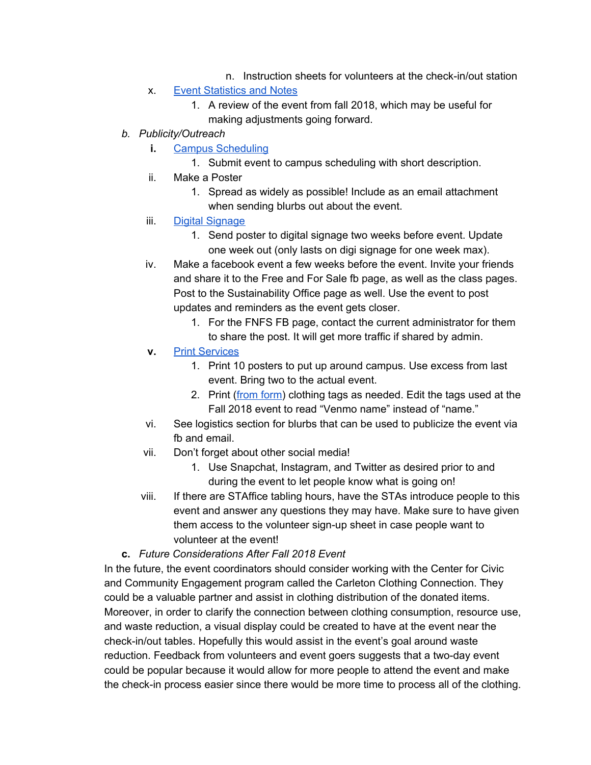n. Instruction sheets for volunteers at the check-in/out station

x. Event Statistics and Notes

   1. A review of the event from fall 2018, which may be useful for making adjustments going forward.

b. *Publicity/Outreach*

   **i.** Campus Scheduling

      1. Submit event to campus scheduling with short description.

   ii. Make a Poster

      1. Spread as widely as possible! Include as an email attachment when sending blurbs out about the event.

   iii. Digital Signage

      1. Send poster to digital signage two weeks before event. Update one week out (only lasts on digi signage for one week max).

   iv. Make a facebook event a few weeks before the event. Invite your friends and share it to the Free and For Sale fb page, as well as the class pages. Post to the Sustainability Office page as well. Use the event to post updates and reminders as the event gets closer.

      1. For the FNFS FB page, contact the current administrator for them to share the post. It will get more traffic if shared by admin.

   **v.** Print Services

      1. Print 10 posters to put up around campus. Use excess from last event. Bring two to the actual event.
      2. Print (from form) clothing tags as needed. Edit the tags used at the Fall 2018 event to read "Venmo name" instead of "name."

   vi. See logistics section for blurbs that can be used to publicize the event via fb and email.

   vii. Don't forget about other social media!

      1. Use Snapchat, Instagram, and Twitter as desired prior to and during the event to let people know what is going on!

   viii. If there are STAffice tabling hours, have the STAs introduce people to this event and answer any questions they may have. Make sure to have given them access to the volunteer sign-up sheet in case people want to volunteer at the event!

**c.** *Future Considerations After Fall 2018 Event*

In the future, the event coordinators should consider working with the Center for Civic and Community Engagement program called the Carleton Clothing Connection. They could be a valuable partner and assist in clothing distribution of the donated items. Moreover, in order to clarify the connection between clothing consumption, resource use, and waste reduction, a visual display could be created to have at the event near the check-in/out tables. Hopefully this would assist in the event's goal around waste reduction. Feedback from volunteers and event goers suggests that a two-day event could be popular because it would allow for more people to attend the event and make the check-in process easier since there would be more time to process all of the clothing.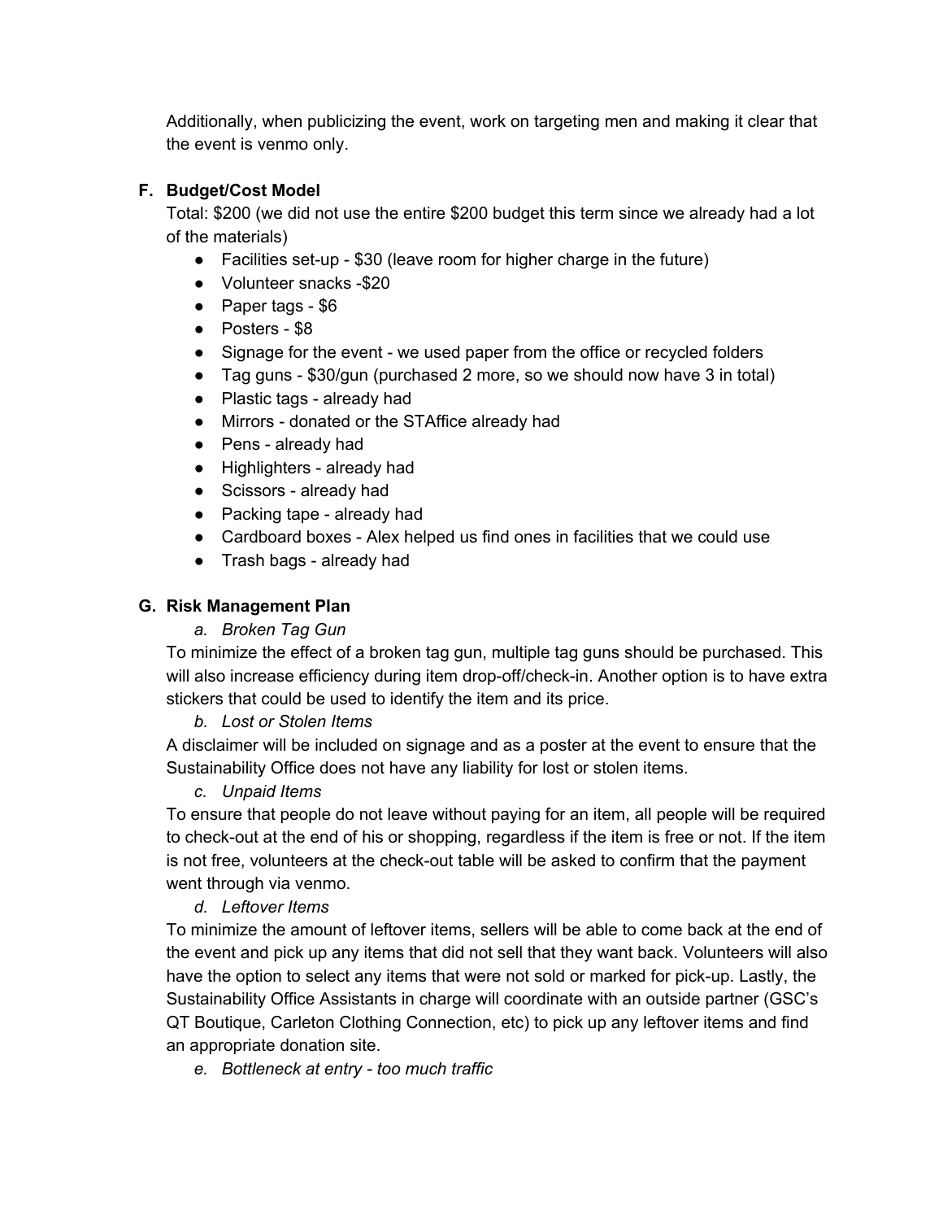Additionally, when publicizing the event, work on targeting men and making it clear that the event is venmo only.

**F. Budget/Cost Model**

Total: $200 (we did not use the entire $200 budget this term since we already had a lot of the materials)

- Facilities set-up - $30 (leave room for higher charge in the future)
- Volunteer snacks -$20
- Paper tags - $6
- Posters - $8
- Signage for the event - we used paper from the office or recycled folders
- Tag guns - $30/gun (purchased 2 more, so we should now have 3 in total)
- Plastic tags - already had
- Mirrors - donated or the STAffice already had
- Pens - already had
- Highlighters - already had
- Scissors - already had
- Packing tape - already had
- Cardboard boxes - Alex helped us find ones in facilities that we could use
- Trash bags - already had

**G. Risk Management Plan**

*a. Broken Tag Gun*

To minimize the effect of a broken tag gun, multiple tag guns should be purchased. This will also increase efficiency during item drop-off/check-in. Another option is to have extra stickers that could be used to identify the item and its price.

*b. Lost or Stolen Items*

A disclaimer will be included on signage and as a poster at the event to ensure that the Sustainability Office does not have any liability for lost or stolen items.

*c. Unpaid Items*

To ensure that people do not leave without paying for an item, all people will be required to check-out at the end of his or shopping, regardless if the item is free or not. If the item is not free, volunteers at the check-out table will be asked to confirm that the payment went through via venmo.

*d. Leftover Items*

To minimize the amount of leftover items, sellers will be able to come back at the end of the event and pick up any items that did not sell that they want back. Volunteers will also have the option to select any items that were not sold or marked for pick-up. Lastly, the Sustainability Office Assistants in charge will coordinate with an outside partner (GSC's QT Boutique, Carleton Clothing Connection, etc) to pick up any leftover items and find an appropriate donation site.

*e. Bottleneck at entry - too much traffic*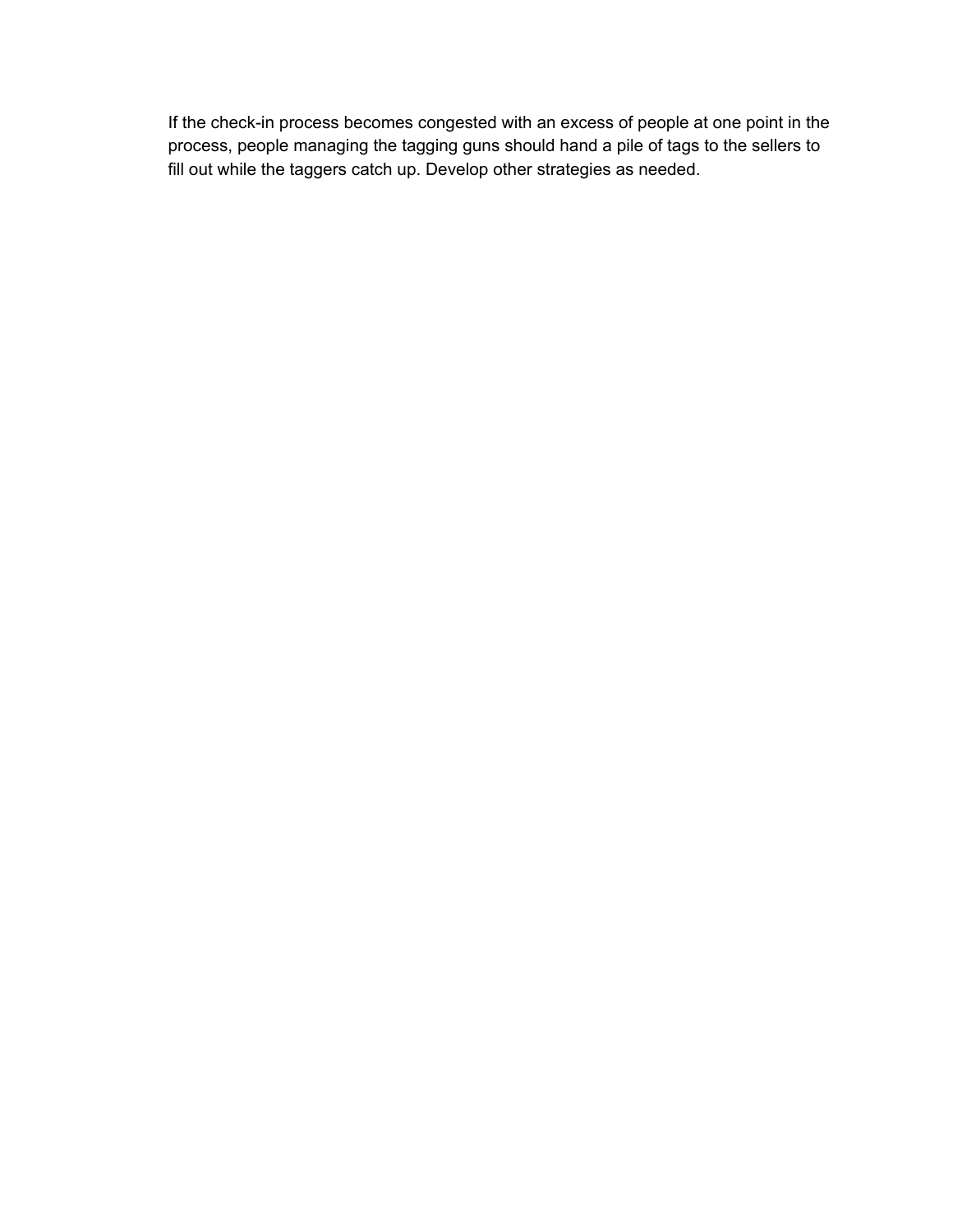If the check-in process becomes congested with an excess of people at one point in the process, people managing the tagging guns should hand a pile of tags to the sellers to fill out while the taggers catch up. Develop other strategies as needed.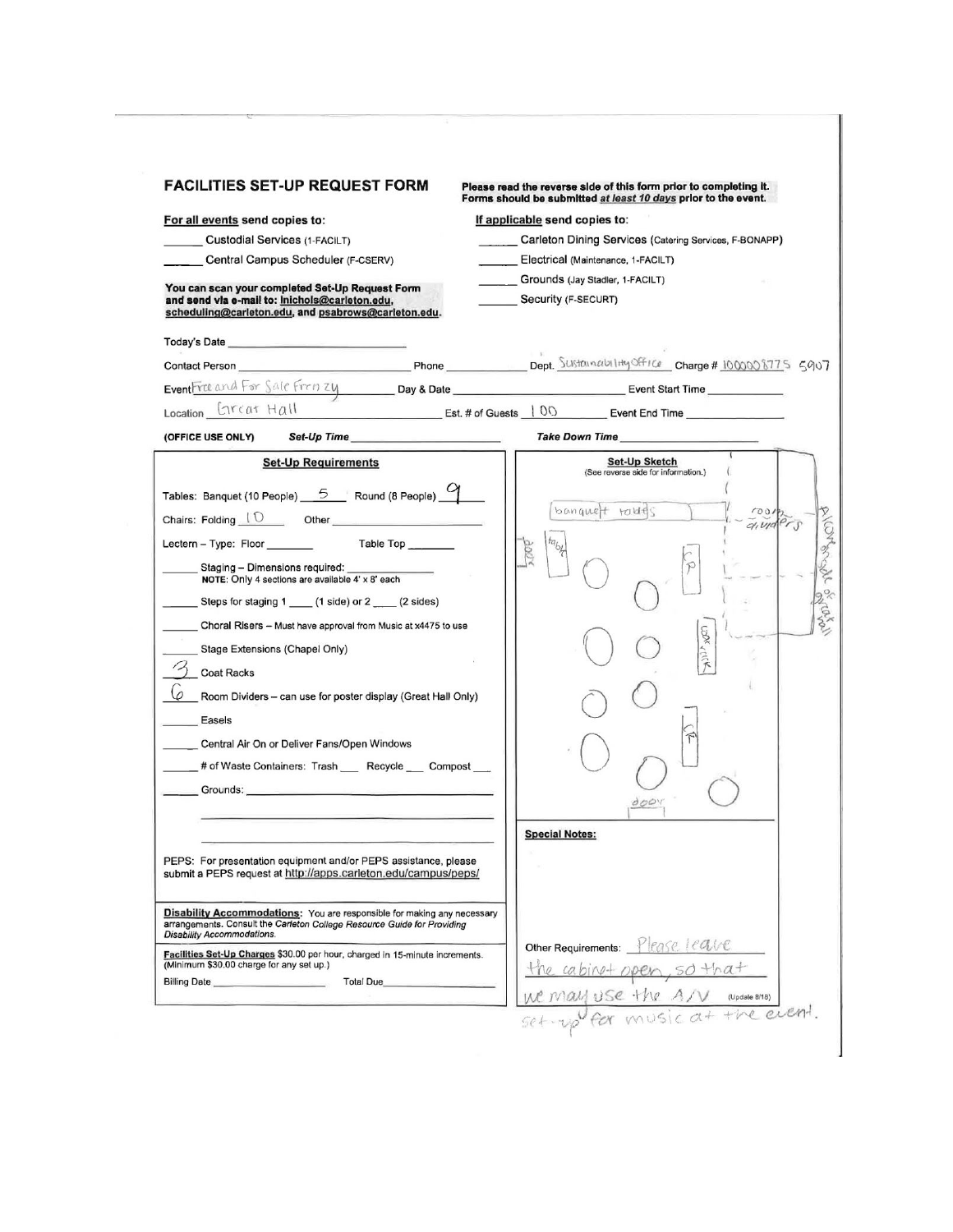## FACILITIES SET-UP REQUEST FORM

**Please read the reverse side of this form prior to completing it. Forms should be submitted *at least 10 days* prior to the event.**

**For all events** send copies to:

_____ Custodial Services (1-FACILT)

_____ Central Campus Scheduler (F-CSERV)

**You can scan your completed Set-Up Request Form and send via e-mail to: lnichols@carleton.edu, scheduling@carleton.edu, and psabrows@carleton.edu.**

**If applicable** send copies to:

_____ Carleton Dining Services (Catering Services, F-BONAPP)

_____ Electrical (Maintenance, 1-FACILT)

_____ Grounds (Jay Stadler, 1-FACILT)

_____ Security (F-SECURT)

Today's Date ____________________

Contact Person ____________________ Phone ____________ Dept. Sustainability Office Charge # 100000877S 5907

Event Free and For Sale Frenzy Day & Date ____________________ Event Start Time ____________

Location Great Hall Est. # of Guests 100 Event End Time ____________

**(OFFICE USE ONLY)** ***Set-Up Time*** ____________ ***Take Down Time*** ____________

### Set-Up Requirements

Tables: Banquet (10 People) 5 Round (8 People) 9

Chairs: Folding 10 Other ____________

Lectern – Type: Floor ________ Table Top ________

_____ Staging – Dimensions required: ____________
NOTE: Only 4 sections are available 4' x 8' each

_____ Steps for staging 1 ____ (1 side) or 2 ____ (2 sides)

_____ Choral Risers – Must have approval from Music at x4475 to use

_____ Stage Extensions (Chapel Only)

3 Coat Racks

6 Room Dividers – can use for poster display (Great Hall Only)

_____ Easels

_____ Central Air On or Deliver Fans/Open Windows

_____ # of Waste Containers: Trash ___ Recycle ___ Compost ___

_____ Grounds: ____________

PEPS: For presentation equipment and/or PEPS assistance, please submit a PEPS request at http://apps.carleton.edu/campus/peps/

**Disability Accommodations:** You are responsible for making any necessary arrangements. Consult the *Carleton College Resource Guide for Providing Disability Accommodations.*

**Facilities Set-Up Charges** $30.00 per hour, charged in 15-minute increments. (Minimum $30.00 charge for any set up.)

Billing Date ____________ Total Due ____________

### Set-Up Sketch
(See reverse side for information.)

banquet tables

room dividers

Along side of great hall

door

table

CR

coat rack

CR

door

**Special Notes:**

Other Requirements: Please leave the cabinet open, so that we may use the A/V set-up for music at the event.

(Update 8/18)